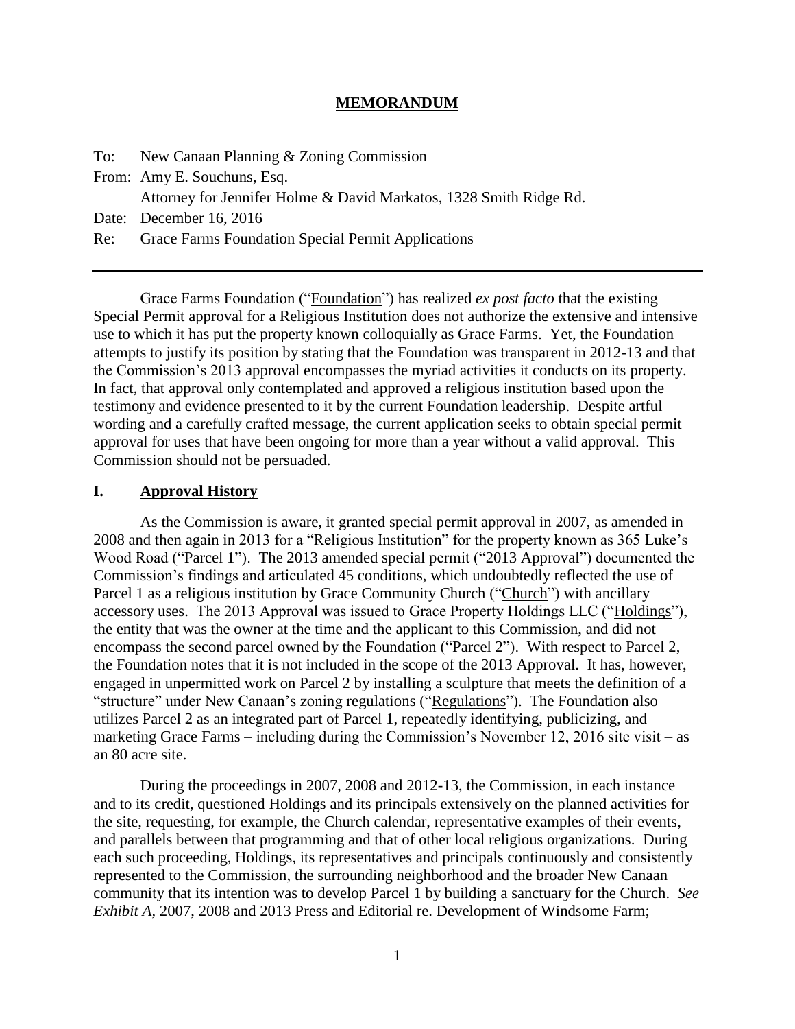# MEMORANDUM

To: New Canaan Planning & Zoning Commission
From: Amy E. Souchuns, Esq.
Attorney for Jennifer Holme & David Markatos, 1328 Smith Ridge Rd.
Date: December 16, 2016
Re: Grace Farms Foundation Special Permit Applications

---

Grace Farms Foundation ("Foundation") has realized *ex post facto* that the existing Special Permit approval for a Religious Institution does not authorize the extensive and intensive use to which it has put the property known colloquially as Grace Farms. Yet, the Foundation attempts to justify its position by stating that the Foundation was transparent in 2012-13 and that the Commission's 2013 approval encompasses the myriad activities it conducts on its property. In fact, that approval only contemplated and approved a religious institution based upon the testimony and evidence presented to it by the current Foundation leadership. Despite artful wording and a carefully crafted message, the current application seeks to obtain special permit approval for uses that have been ongoing for more than a year without a valid approval. This Commission should not be persuaded.

## I. Approval History

As the Commission is aware, it granted special permit approval in 2007, as amended in 2008 and then again in 2013 for a "Religious Institution" for the property known as 365 Luke's Wood Road ("Parcel 1"). The 2013 amended special permit ("2013 Approval") documented the Commission's findings and articulated 45 conditions, which undoubtedly reflected the use of Parcel 1 as a religious institution by Grace Community Church ("Church") with ancillary accessory uses. The 2013 Approval was issued to Grace Property Holdings LLC ("Holdings"), the entity that was the owner at the time and the applicant to this Commission, and did not encompass the second parcel owned by the Foundation ("Parcel 2"). With respect to Parcel 2, the Foundation notes that it is not included in the scope of the 2013 Approval. It has, however, engaged in unpermitted work on Parcel 2 by installing a sculpture that meets the definition of a "structure" under New Canaan's zoning regulations ("Regulations"). The Foundation also utilizes Parcel 2 as an integrated part of Parcel 1, repeatedly identifying, publicizing, and marketing Grace Farms – including during the Commission's November 12, 2016 site visit – as an 80 acre site.

During the proceedings in 2007, 2008 and 2012-13, the Commission, in each instance and to its credit, questioned Holdings and its principals extensively on the planned activities for the site, requesting, for example, the Church calendar, representative examples of their events, and parallels between that programming and that of other local religious organizations. During each such proceeding, Holdings, its representatives and principals continuously and consistently represented to the Commission, the surrounding neighborhood and the broader New Canaan community that its intention was to develop Parcel 1 by building a sanctuary for the Church. *See Exhibit A*, 2007, 2008 and 2013 Press and Editorial re. Development of Windsome Farm;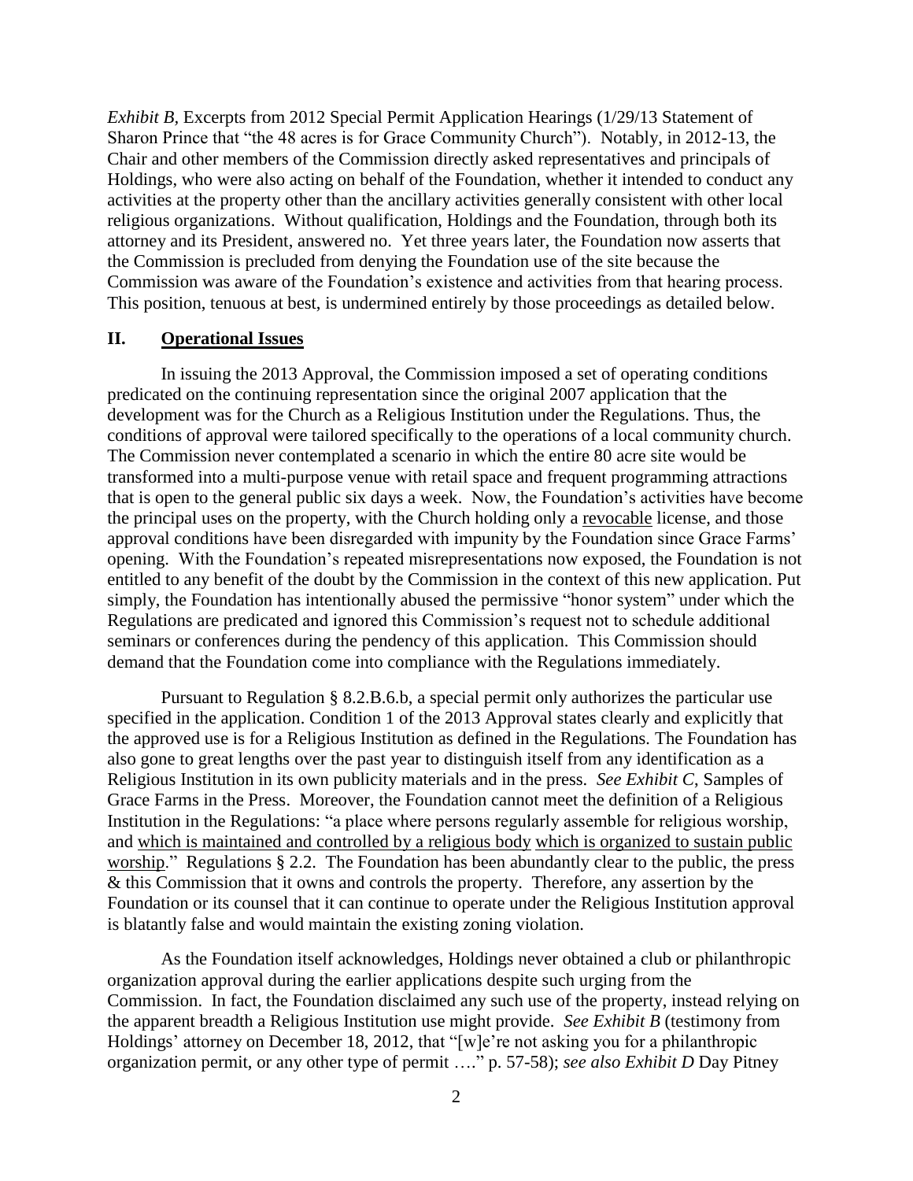*Exhibit B*, Excerpts from 2012 Special Permit Application Hearings (1/29/13 Statement of Sharon Prince that "the 48 acres is for Grace Community Church"). Notably, in 2012-13, the Chair and other members of the Commission directly asked representatives and principals of Holdings, who were also acting on behalf of the Foundation, whether it intended to conduct any activities at the property other than the ancillary activities generally consistent with other local religious organizations. Without qualification, Holdings and the Foundation, through both its attorney and its President, answered no. Yet three years later, the Foundation now asserts that the Commission is precluded from denying the Foundation use of the site because the Commission was aware of the Foundation's existence and activities from that hearing process. This position, tenuous at best, is undermined entirely by those proceedings as detailed below.

## II. Operational Issues

In issuing the 2013 Approval, the Commission imposed a set of operating conditions predicated on the continuing representation since the original 2007 application that the development was for the Church as a Religious Institution under the Regulations. Thus, the conditions of approval were tailored specifically to the operations of a local community church. The Commission never contemplated a scenario in which the entire 80 acre site would be transformed into a multi-purpose venue with retail space and frequent programming attractions that is open to the general public six days a week. Now, the Foundation's activities have become the principal uses on the property, with the Church holding only a <u>revocable</u> license, and those approval conditions have been disregarded with impunity by the Foundation since Grace Farms' opening. With the Foundation's repeated misrepresentations now exposed, the Foundation is not entitled to any benefit of the doubt by the Commission in the context of this new application. Put simply, the Foundation has intentionally abused the permissive "honor system" under which the Regulations are predicated and ignored this Commission's request not to schedule additional seminars or conferences during the pendency of this application. This Commission should demand that the Foundation come into compliance with the Regulations immediately.

Pursuant to Regulation § 8.2.B.6.b, a special permit only authorizes the particular use specified in the application. Condition 1 of the 2013 Approval states clearly and explicitly that the approved use is for a Religious Institution as defined in the Regulations. The Foundation has also gone to great lengths over the past year to distinguish itself from any identification as a Religious Institution in its own publicity materials and in the press. *See Exhibit C*, Samples of Grace Farms in the Press. Moreover, the Foundation cannot meet the definition of a Religious Institution in the Regulations: "a place where persons regularly assemble for religious worship, and <u>which is maintained and controlled by a religious body</u> which is organized to sustain public <u>worship</u>." Regulations § 2.2. The Foundation has been abundantly clear to the public, the press & this Commission that it owns and controls the property. Therefore, any assertion by the Foundation or its counsel that it can continue to operate under the Religious Institution approval is blatantly false and would maintain the existing zoning violation.

As the Foundation itself acknowledges, Holdings never obtained a club or philanthropic organization approval during the earlier applications despite such urging from the Commission. In fact, the Foundation disclaimed any such use of the property, instead relying on the apparent breadth a Religious Institution use might provide. *See Exhibit B* (testimony from Holdings' attorney on December 18, 2012, that "[w]e're not asking you for a philanthropic organization permit, or any other type of permit …." p. 57-58); *see also Exhibit D* Day Pitney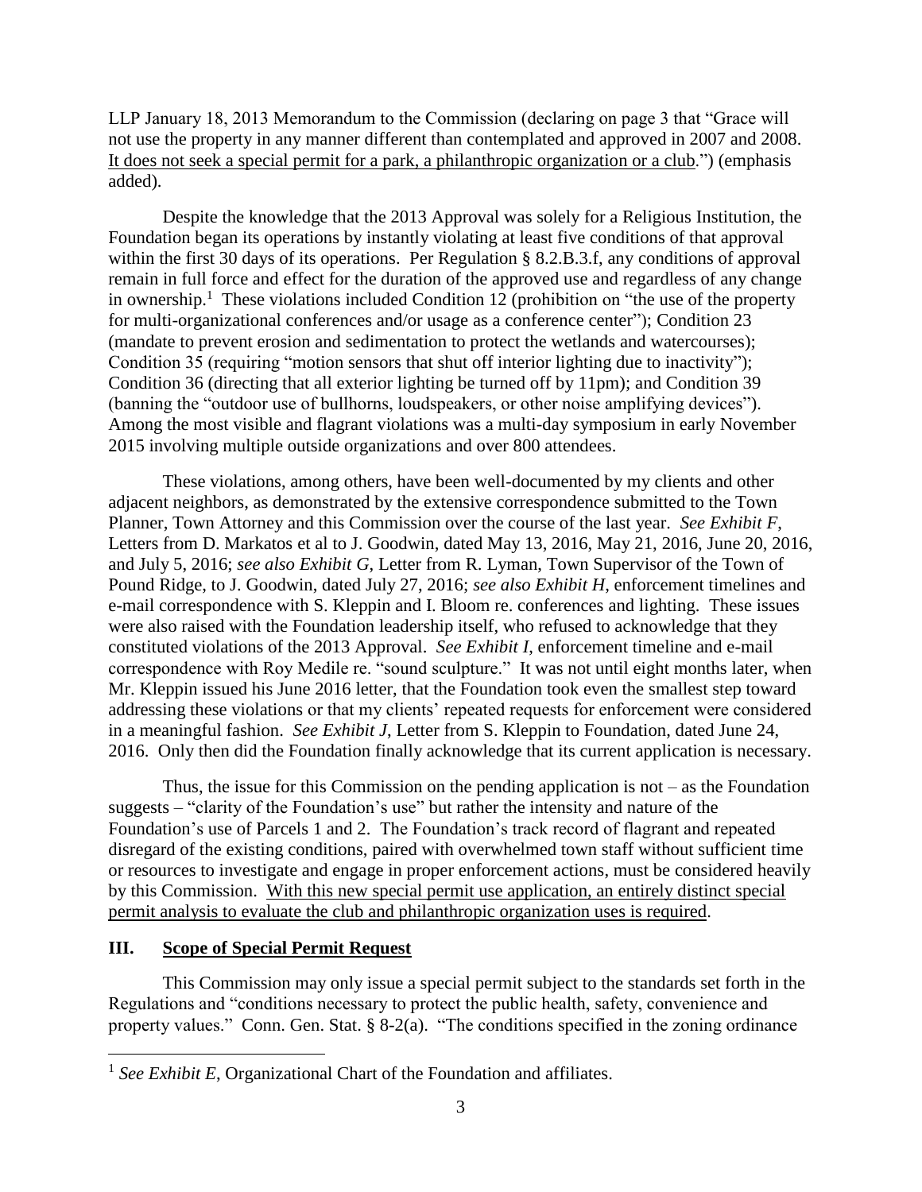LLP January 18, 2013 Memorandum to the Commission (declaring on page 3 that "Grace will not use the property in any manner different than contemplated and approved in 2007 and 2008. <u>It does not seek a special permit for a park, a philanthropic organization or a club</u>.") (emphasis added).

Despite the knowledge that the 2013 Approval was solely for a Religious Institution, the Foundation began its operations by instantly violating at least five conditions of that approval within the first 30 days of its operations. Per Regulation § 8.2.B.3.f, any conditions of approval remain in full force and effect for the duration of the approved use and regardless of any change in ownership.[1] These violations included Condition 12 (prohibition on "the use of the property for multi-organizational conferences and/or usage as a conference center"); Condition 23 (mandate to prevent erosion and sedimentation to protect the wetlands and watercourses); Condition 35 (requiring "motion sensors that shut off interior lighting due to inactivity"); Condition 36 (directing that all exterior lighting be turned off by 11pm); and Condition 39 (banning the "outdoor use of bullhorns, loudspeakers, or other noise amplifying devices"). Among the most visible and flagrant violations was a multi-day symposium in early November 2015 involving multiple outside organizations and over 800 attendees.

These violations, among others, have been well-documented by my clients and other adjacent neighbors, as demonstrated by the extensive correspondence submitted to the Town Planner, Town Attorney and this Commission over the course of the last year. *See Exhibit F*, Letters from D. Markatos et al to J. Goodwin, dated May 13, 2016, May 21, 2016, June 20, 2016, and July 5, 2016; *see also Exhibit G*, Letter from R. Lyman, Town Supervisor of the Town of Pound Ridge, to J. Goodwin, dated July 27, 2016; *see also Exhibit H*, enforcement timelines and e-mail correspondence with S. Kleppin and I. Bloom re. conferences and lighting. These issues were also raised with the Foundation leadership itself, who refused to acknowledge that they constituted violations of the 2013 Approval. *See Exhibit I*, enforcement timeline and e-mail correspondence with Roy Medile re. "sound sculpture." It was not until eight months later, when Mr. Kleppin issued his June 2016 letter, that the Foundation took even the smallest step toward addressing these violations or that my clients' repeated requests for enforcement were considered in a meaningful fashion. *See Exhibit J*, Letter from S. Kleppin to Foundation, dated June 24, 2016. Only then did the Foundation finally acknowledge that its current application is necessary.

Thus, the issue for this Commission on the pending application is not – as the Foundation suggests – "clarity of the Foundation's use" but rather the intensity and nature of the Foundation's use of Parcels 1 and 2. The Foundation's track record of flagrant and repeated disregard of the existing conditions, paired with overwhelmed town staff without sufficient time or resources to investigate and engage in proper enforcement actions, must be considered heavily by this Commission. <u>With this new special permit use application, an entirely distinct special permit analysis to evaluate the club and philanthropic organization uses is required</u>.

## III. <u>Scope of Special Permit Request</u>

This Commission may only issue a special permit subject to the standards set forth in the Regulations and "conditions necessary to protect the public health, safety, convenience and property values." Conn. Gen. Stat. § 8-2(a). "The conditions specified in the zoning ordinance

---

[1] *See Exhibit E*, Organizational Chart of the Foundation and affiliates.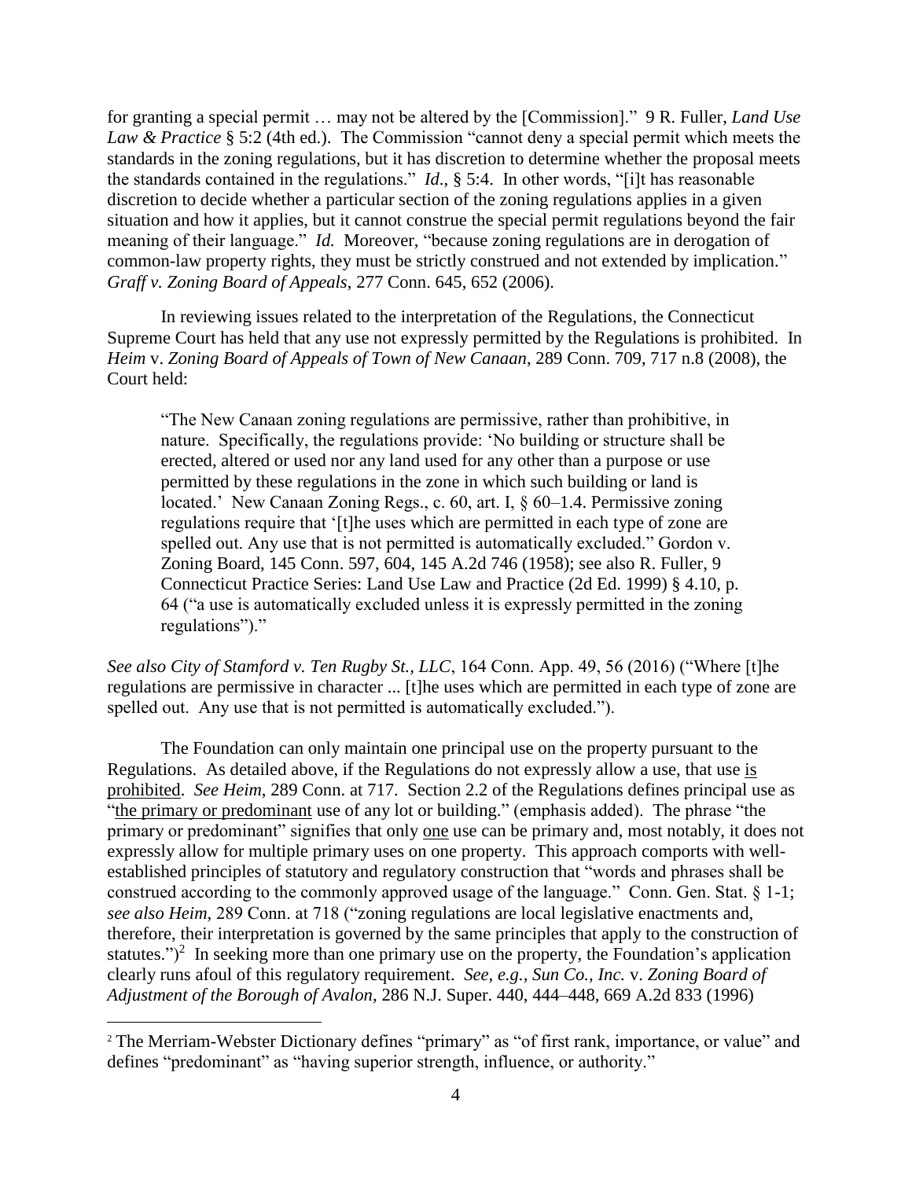for granting a special permit … may not be altered by the [Commission]." 9 R. Fuller, *Land Use Law & Practice* § 5:2 (4th ed.). The Commission "cannot deny a special permit which meets the standards in the zoning regulations, but it has discretion to determine whether the proposal meets the standards contained in the regulations." *Id*., § 5:4. In other words, "[i]t has reasonable discretion to decide whether a particular section of the zoning regulations applies in a given situation and how it applies, but it cannot construe the special permit regulations beyond the fair meaning of their language." *Id.* Moreover, "because zoning regulations are in derogation of common-law property rights, they must be strictly construed and not extended by implication." *Graff v. Zoning Board of Appeals*, 277 Conn. 645, 652 (2006).

In reviewing issues related to the interpretation of the Regulations, the Connecticut Supreme Court has held that any use not expressly permitted by the Regulations is prohibited. In *Heim* v. *Zoning Board of Appeals of Town of New Canaan*, 289 Conn. 709, 717 n.8 (2008), the Court held:

> "The New Canaan zoning regulations are permissive, rather than prohibitive, in nature. Specifically, the regulations provide: 'No building or structure shall be erected, altered or used nor any land used for any other than a purpose or use permitted by these regulations in the zone in which such building or land is located.' New Canaan Zoning Regs., c. 60, art. I, § 60–1.4. Permissive zoning regulations require that '[t]he uses which are permitted in each type of zone are spelled out. Any use that is not permitted is automatically excluded." Gordon v. Zoning Board, 145 Conn. 597, 604, 145 A.2d 746 (1958); see also R. Fuller, 9 Connecticut Practice Series: Land Use Law and Practice (2d Ed. 1999) § 4.10, p. 64 ("a use is automatically excluded unless it is expressly permitted in the zoning regulations")."

*See also City of Stamford v. Ten Rugby St., LLC*, 164 Conn. App. 49, 56 (2016) ("Where [t]he regulations are permissive in character ... [t]he uses which are permitted in each type of zone are spelled out. Any use that is not permitted is automatically excluded.").

The Foundation can only maintain one principal use on the property pursuant to the Regulations. As detailed above, if the Regulations do not expressly allow a use, that use <u>is prohibited</u>. *See Heim*, 289 Conn. at 717. Section 2.2 of the Regulations defines principal use as "<u>the primary or predominant</u> use of any lot or building." (emphasis added). The phrase "the primary or predominant" signifies that only <u>one</u> use can be primary and, most notably, it does not expressly allow for multiple primary uses on one property. This approach comports with well-established principles of statutory and regulatory construction that "words and phrases shall be construed according to the commonly approved usage of the language." Conn. Gen. Stat. § 1-1; *see also Heim*, 289 Conn. at 718 ("zoning regulations are local legislative enactments and, therefore, their interpretation is governed by the same principles that apply to the construction of statutes.")[2] In seeking more than one primary use on the property, the Foundation's application clearly runs afoul of this regulatory requirement. *See, e.g., Sun Co., Inc.* v. *Zoning Board of Adjustment of the Borough of Avalon*, 286 N.J. Super. 440, 444–448, 669 A.2d 833 (1996)

[2] The Merriam-Webster Dictionary defines "primary" as "of first rank, importance, or value" and defines "predominant" as "having superior strength, influence, or authority."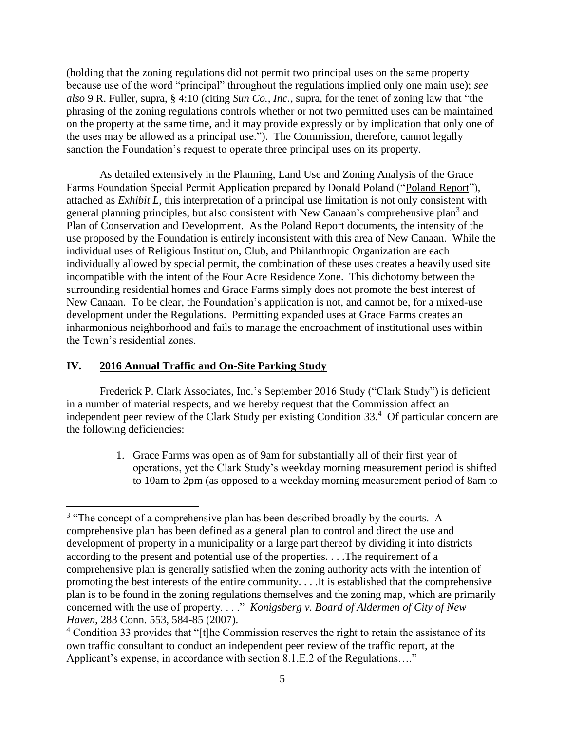(holding that the zoning regulations did not permit two principal uses on the same property because use of the word "principal" throughout the regulations implied only one main use); *see also* 9 R. Fuller, supra, § 4:10 (citing *Sun Co., Inc.*, supra, for the tenet of zoning law that "the phrasing of the zoning regulations controls whether or not two permitted uses can be maintained on the property at the same time, and it may provide expressly or by implication that only one of the uses may be allowed as a principal use."). The Commission, therefore, cannot legally sanction the Foundation's request to operate <u>three</u> principal uses on its property.

As detailed extensively in the Planning, Land Use and Zoning Analysis of the Grace Farms Foundation Special Permit Application prepared by Donald Poland ("<u>Poland Report</u>"), attached as *Exhibit L*, this interpretation of a principal use limitation is not only consistent with general planning principles, but also consistent with New Canaan's comprehensive plan[3] and Plan of Conservation and Development. As the Poland Report documents, the intensity of the use proposed by the Foundation is entirely inconsistent with this area of New Canaan. While the individual uses of Religious Institution, Club, and Philanthropic Organization are each individually allowed by special permit, the combination of these uses creates a heavily used site incompatible with the intent of the Four Acre Residence Zone. This dichotomy between the surrounding residential homes and Grace Farms simply does not promote the best interest of New Canaan. To be clear, the Foundation's application is not, and cannot be, for a mixed-use development under the Regulations. Permitting expanded uses at Grace Farms creates an inharmonious neighborhood and fails to manage the encroachment of institutional uses within the Town's residential zones.

## IV. <u>2016 Annual Traffic and On-Site Parking Study</u>

Frederick P. Clark Associates, Inc.'s September 2016 Study ("Clark Study") is deficient in a number of material respects, and we hereby request that the Commission affect an independent peer review of the Clark Study per existing Condition 33.[4] Of particular concern are the following deficiencies:

1. Grace Farms was open as of 9am for substantially all of their first year of operations, yet the Clark Study's weekday morning measurement period is shifted to 10am to 2pm (as opposed to a weekday morning measurement period of 8am to

---

[3] "The concept of a comprehensive plan has been described broadly by the courts. A comprehensive plan has been defined as a general plan to control and direct the use and development of property in a municipality or a large part thereof by dividing it into districts according to the present and potential use of the properties. . . .The requirement of a comprehensive plan is generally satisfied when the zoning authority acts with the intention of promoting the best interests of the entire community. . . .It is established that the comprehensive plan is to be found in the zoning regulations themselves and the zoning map, which are primarily concerned with the use of property. . . ." *Konigsberg v. Board of Aldermen of City of New Haven*, 283 Conn. 553, 584-85 (2007).

[4] Condition 33 provides that "[t]he Commission reserves the right to retain the assistance of its own traffic consultant to conduct an independent peer review of the traffic report, at the Applicant's expense, in accordance with section 8.1.E.2 of the Regulations…."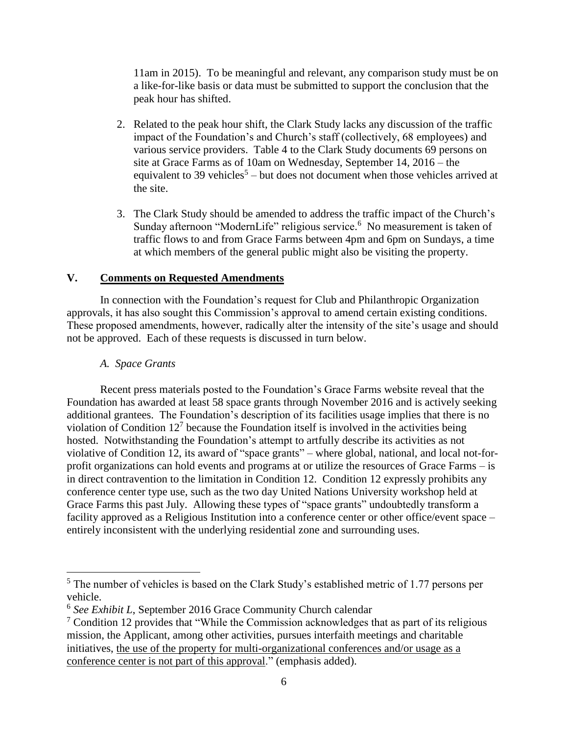11am in 2015). To be meaningful and relevant, any comparison study must be on a like-for-like basis or data must be submitted to support the conclusion that the peak hour has shifted.

2. Related to the peak hour shift, the Clark Study lacks any discussion of the traffic impact of the Foundation's and Church's staff (collectively, 68 employees) and various service providers. Table 4 to the Clark Study documents 69 persons on site at Grace Farms as of 10am on Wednesday, September 14, 2016 – the equivalent to 39 vehicles[5] – but does not document when those vehicles arrived at the site.

3. The Clark Study should be amended to address the traffic impact of the Church's Sunday afternoon "ModernLife" religious service.[6] No measurement is taken of traffic flows to and from Grace Farms between 4pm and 6pm on Sundays, a time at which members of the general public might also be visiting the property.

## V. Comments on Requested Amendments

In connection with the Foundation's request for Club and Philanthropic Organization approvals, it has also sought this Commission's approval to amend certain existing conditions. These proposed amendments, however, radically alter the intensity of the site's usage and should not be approved. Each of these requests is discussed in turn below.

### *A. Space Grants*

Recent press materials posted to the Foundation's Grace Farms website reveal that the Foundation has awarded at least 58 space grants through November 2016 and is actively seeking additional grantees. The Foundation's description of its facilities usage implies that there is no violation of Condition 12[7] because the Foundation itself is involved in the activities being hosted. Notwithstanding the Foundation's attempt to artfully describe its activities as not violative of Condition 12, its award of "space grants" – where global, national, and local not-for-profit organizations can hold events and programs at or utilize the resources of Grace Farms – is in direct contravention to the limitation in Condition 12. Condition 12 expressly prohibits any conference center type use, such as the two day United Nations University workshop held at Grace Farms this past July. Allowing these types of "space grants" undoubtedly transform a facility approved as a Religious Institution into a conference center or other office/event space – entirely inconsistent with the underlying residential zone and surrounding uses.

---

[5] The number of vehicles is based on the Clark Study's established metric of 1.77 persons per vehicle.

[6] *See Exhibit L*, September 2016 Grace Community Church calendar

[7] Condition 12 provides that "While the Commission acknowledges that as part of its religious mission, the Applicant, among other activities, pursues interfaith meetings and charitable initiatives, the use of the property for multi-organizational conferences and/or usage as a conference center is not part of this approval." (emphasis added).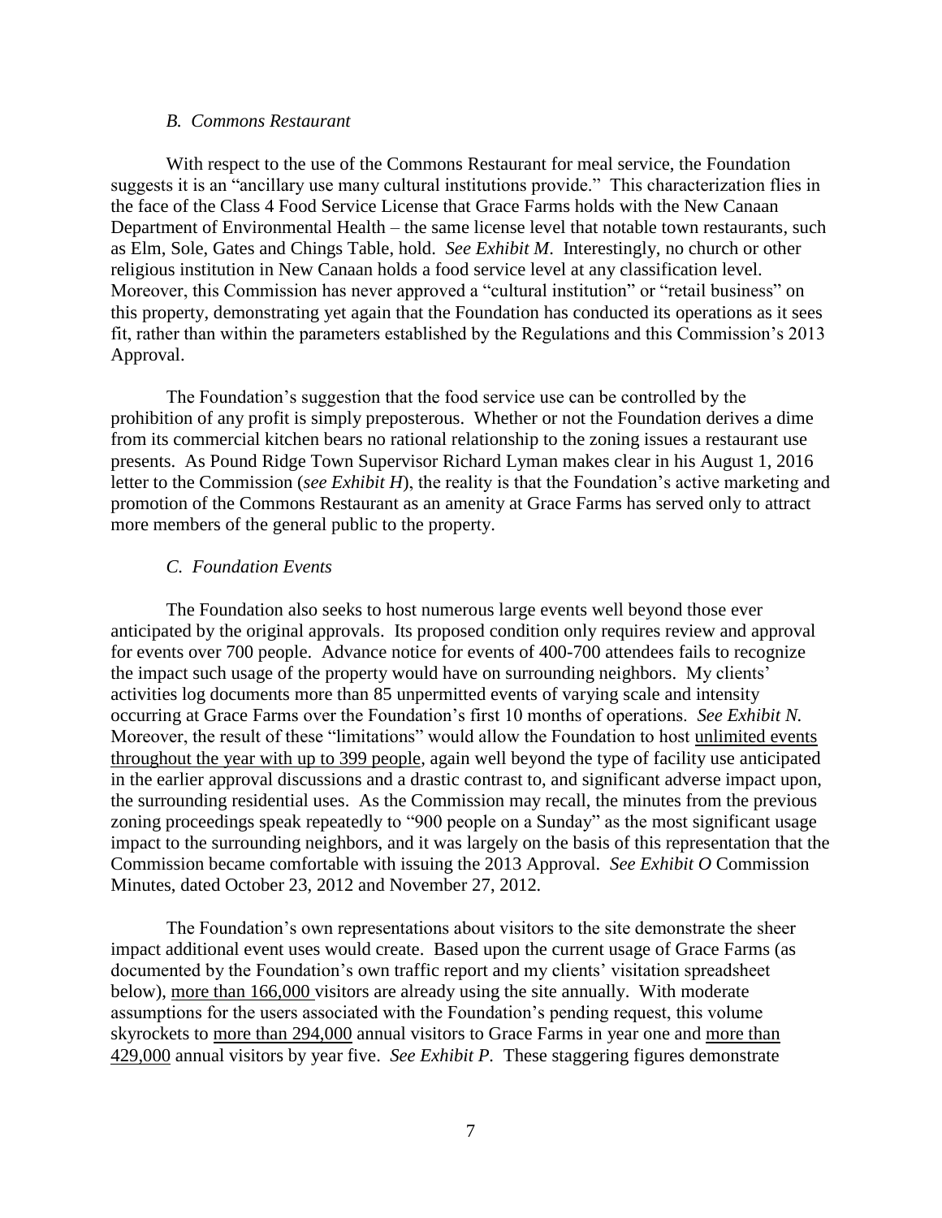### *B. Commons Restaurant*

With respect to the use of the Commons Restaurant for meal service, the Foundation suggests it is an "ancillary use many cultural institutions provide." This characterization flies in the face of the Class 4 Food Service License that Grace Farms holds with the New Canaan Department of Environmental Health – the same license level that notable town restaurants, such as Elm, Sole, Gates and Chings Table, hold. *See Exhibit M*. Interestingly, no church or other religious institution in New Canaan holds a food service level at any classification level. Moreover, this Commission has never approved a "cultural institution" or "retail business" on this property, demonstrating yet again that the Foundation has conducted its operations as it sees fit, rather than within the parameters established by the Regulations and this Commission's 2013 Approval.

The Foundation's suggestion that the food service use can be controlled by the prohibition of any profit is simply preposterous. Whether or not the Foundation derives a dime from its commercial kitchen bears no rational relationship to the zoning issues a restaurant use presents. As Pound Ridge Town Supervisor Richard Lyman makes clear in his August 1, 2016 letter to the Commission (*see Exhibit H*), the reality is that the Foundation's active marketing and promotion of the Commons Restaurant as an amenity at Grace Farms has served only to attract more members of the general public to the property.

### *C. Foundation Events*

The Foundation also seeks to host numerous large events well beyond those ever anticipated by the original approvals. Its proposed condition only requires review and approval for events over 700 people. Advance notice for events of 400-700 attendees fails to recognize the impact such usage of the property would have on surrounding neighbors. My clients' activities log documents more than 85 unpermitted events of varying scale and intensity occurring at Grace Farms over the Foundation's first 10 months of operations. *See Exhibit N.* Moreover, the result of these "limitations" would allow the Foundation to host <u>unlimited events throughout the year with up to 399 people</u>, again well beyond the type of facility use anticipated in the earlier approval discussions and a drastic contrast to, and significant adverse impact upon, the surrounding residential uses. As the Commission may recall, the minutes from the previous zoning proceedings speak repeatedly to "900 people on a Sunday" as the most significant usage impact to the surrounding neighbors, and it was largely on the basis of this representation that the Commission became comfortable with issuing the 2013 Approval. *See Exhibit O* Commission Minutes, dated October 23, 2012 and November 27, 2012.

The Foundation's own representations about visitors to the site demonstrate the sheer impact additional event uses would create. Based upon the current usage of Grace Farms (as documented by the Foundation's own traffic report and my clients' visitation spreadsheet below), <u>more than 166,000</u> visitors are already using the site annually. With moderate assumptions for the users associated with the Foundation's pending request, this volume skyrockets to <u>more than 294,000</u> annual visitors to Grace Farms in year one and <u>more than 429,000</u> annual visitors by year five. *See Exhibit P*. These staggering figures demonstrate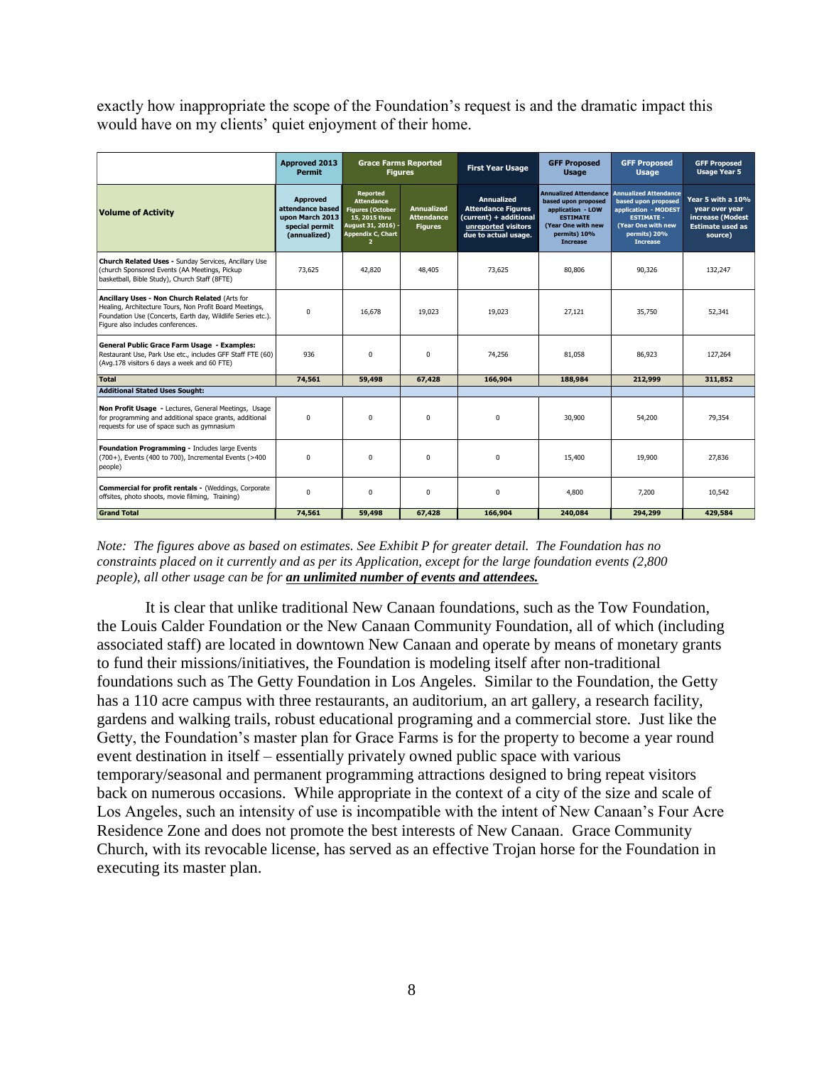exactly how inappropriate the scope of the Foundation's request is and the dramatic impact this would have on my clients' quiet enjoyment of their home.

| | Approved 2013 Permit | Grace Farms Reported Figures | | First Year Usage | GFF Proposed Usage | GFF Proposed Usage | GFF Proposed Usage Year 5 |
|---|---|---|---|---|---|---|---|
| **Volume of Activity** | Approved attendance based upon March 2013 special permit (annualized) | Reported Attendance Figures (October 15, 2015 thru August 31, 2016) - Appendix C, Chart 2 | Annualized Attendance Figures | Annualized Attendance Figures (current) + additional unreported visitors due to actual usage. | Annualized Attendance based upon proposed application - LOW ESTIMATE (Year One with new permits) 10% Increase | Annualized Attendance based upon proposed application - MODEST ESTIMATE - (Year One with new permits) 20% Increase | Year 5 with a 10% year over year increase (Modest Estimate used as source) |
| **Church Related Uses -** Sunday Services, Ancillary Use (church Sponsored Events (AA Meetings, Pickup basketball, Bible Study), Church Staff (8FTE) | 73,625 | 42,820 | 48,405 | 73,625 | 80,806 | 90,326 | 132,247 |
| **Ancillary Uses - Non Church Related** (Arts for Healing, Architecture Tours, Non Profit Board Meetings, Foundation Use (Concerts, Earth day, Wildlife Series etc.). Figure also includes conferences. | 0 | 16,678 | 19,023 | 19,023 | 27,121 | 35,750 | 52,341 |
| **General Public Grace Farm Usage - Examples:** Restaurant Use, Park Use etc., includes GFF Staff FTE (60) (Avg.178 visitors 6 days a week and 60 FTE) | 936 | 0 | 0 | 74,256 | 81,058 | 86,923 | 127,264 |
| **Total** | **74,561** | **59,498** | **67,428** | **166,904** | **188,984** | **212,999** | **311,852** |
| **Additional Stated Uses Sought:** | | | | | | | |
| **Non Profit Usage -** Lectures, General Meetings, Usage for programming and additional space grants, additional requests for use of space such as gymnasium | 0 | 0 | 0 | 0 | 30,900 | 54,200 | 79,354 |
| **Foundation Programming -** Includes large Events (700+), Events (400 to 700), Incremental Events (>400 people) | 0 | 0 | 0 | 0 | 15,400 | 19,900 | 27,836 |
| **Commercial for profit rentals -** (Weddings, Corporate offsites, photo shoots, movie filming, Training) | 0 | 0 | 0 | 0 | 4,800 | 7,200 | 10,542 |
| **Grand Total** | **74,561** | **59,498** | **67,428** | **166,904** | **240,084** | **294,299** | **429,584** |

*Note: The figures above as based on estimates. See Exhibit P for greater detail. The Foundation has no constraints placed on it currently and as per its Application, except for the large foundation events (2,800 people), all other usage can be for* ***an unlimited number of events and attendees.***

It is clear that unlike traditional New Canaan foundations, such as the Tow Foundation, the Louis Calder Foundation or the New Canaan Community Foundation, all of which (including associated staff) are located in downtown New Canaan and operate by means of monetary grants to fund their missions/initiatives, the Foundation is modeling itself after non-traditional foundations such as The Getty Foundation in Los Angeles. Similar to the Foundation, the Getty has a 110 acre campus with three restaurants, an auditorium, an art gallery, a research facility, gardens and walking trails, robust educational programing and a commercial store. Just like the Getty, the Foundation's master plan for Grace Farms is for the property to become a year round event destination in itself – essentially privately owned public space with various temporary/seasonal and permanent programming attractions designed to bring repeat visitors back on numerous occasions. While appropriate in the context of a city of the size and scale of Los Angeles, such an intensity of use is incompatible with the intent of New Canaan's Four Acre Residence Zone and does not promote the best interests of New Canaan. Grace Community Church, with its revocable license, has served as an effective Trojan horse for the Foundation in executing its master plan.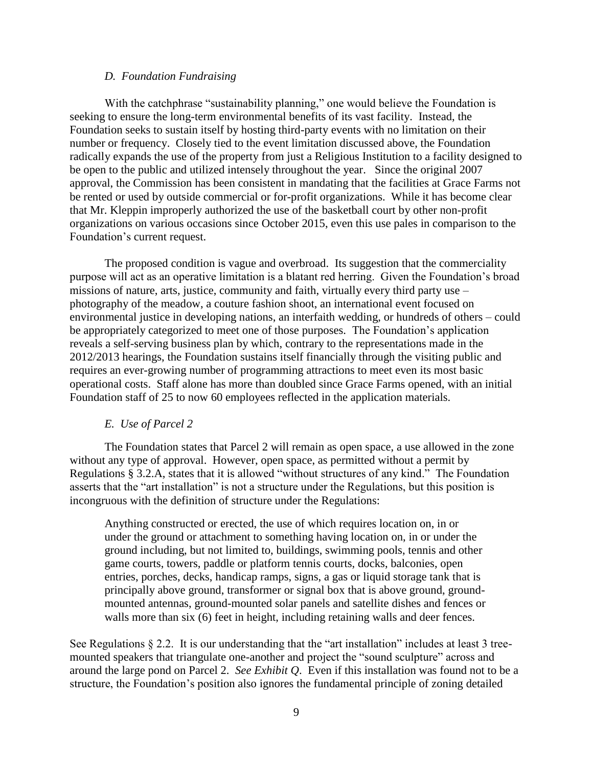### *D. Foundation Fundraising*

With the catchphrase "sustainability planning," one would believe the Foundation is seeking to ensure the long-term environmental benefits of its vast facility. Instead, the Foundation seeks to sustain itself by hosting third-party events with no limitation on their number or frequency. Closely tied to the event limitation discussed above, the Foundation radically expands the use of the property from just a Religious Institution to a facility designed to be open to the public and utilized intensely throughout the year. Since the original 2007 approval, the Commission has been consistent in mandating that the facilities at Grace Farms not be rented or used by outside commercial or for-profit organizations. While it has become clear that Mr. Kleppin improperly authorized the use of the basketball court by other non-profit organizations on various occasions since October 2015, even this use pales in comparison to the Foundation's current request.

The proposed condition is vague and overbroad. Its suggestion that the commerciality purpose will act as an operative limitation is a blatant red herring. Given the Foundation's broad missions of nature, arts, justice, community and faith, virtually every third party use – photography of the meadow, a couture fashion shoot, an international event focused on environmental justice in developing nations, an interfaith wedding, or hundreds of others – could be appropriately categorized to meet one of those purposes. The Foundation's application reveals a self-serving business plan by which, contrary to the representations made in the 2012/2013 hearings, the Foundation sustains itself financially through the visiting public and requires an ever-growing number of programming attractions to meet even its most basic operational costs. Staff alone has more than doubled since Grace Farms opened, with an initial Foundation staff of 25 to now 60 employees reflected in the application materials.

### *E. Use of Parcel 2*

The Foundation states that Parcel 2 will remain as open space, a use allowed in the zone without any type of approval. However, open space, as permitted without a permit by Regulations § 3.2.A, states that it is allowed "without structures of any kind." The Foundation asserts that the "art installation" is not a structure under the Regulations, but this position is incongruous with the definition of structure under the Regulations:

> Anything constructed or erected, the use of which requires location on, in or under the ground or attachment to something having location on, in or under the ground including, but not limited to, buildings, swimming pools, tennis and other game courts, towers, paddle or platform tennis courts, docks, balconies, open entries, porches, decks, handicap ramps, signs, a gas or liquid storage tank that is principally above ground, transformer or signal box that is above ground, ground-mounted antennas, ground-mounted solar panels and satellite dishes and fences or walls more than six (6) feet in height, including retaining walls and deer fences.

See Regulations § 2.2. It is our understanding that the "art installation" includes at least 3 tree-mounted speakers that triangulate one-another and project the "sound sculpture" across and around the large pond on Parcel 2. *See Exhibit Q*. Even if this installation was found not to be a structure, the Foundation's position also ignores the fundamental principle of zoning detailed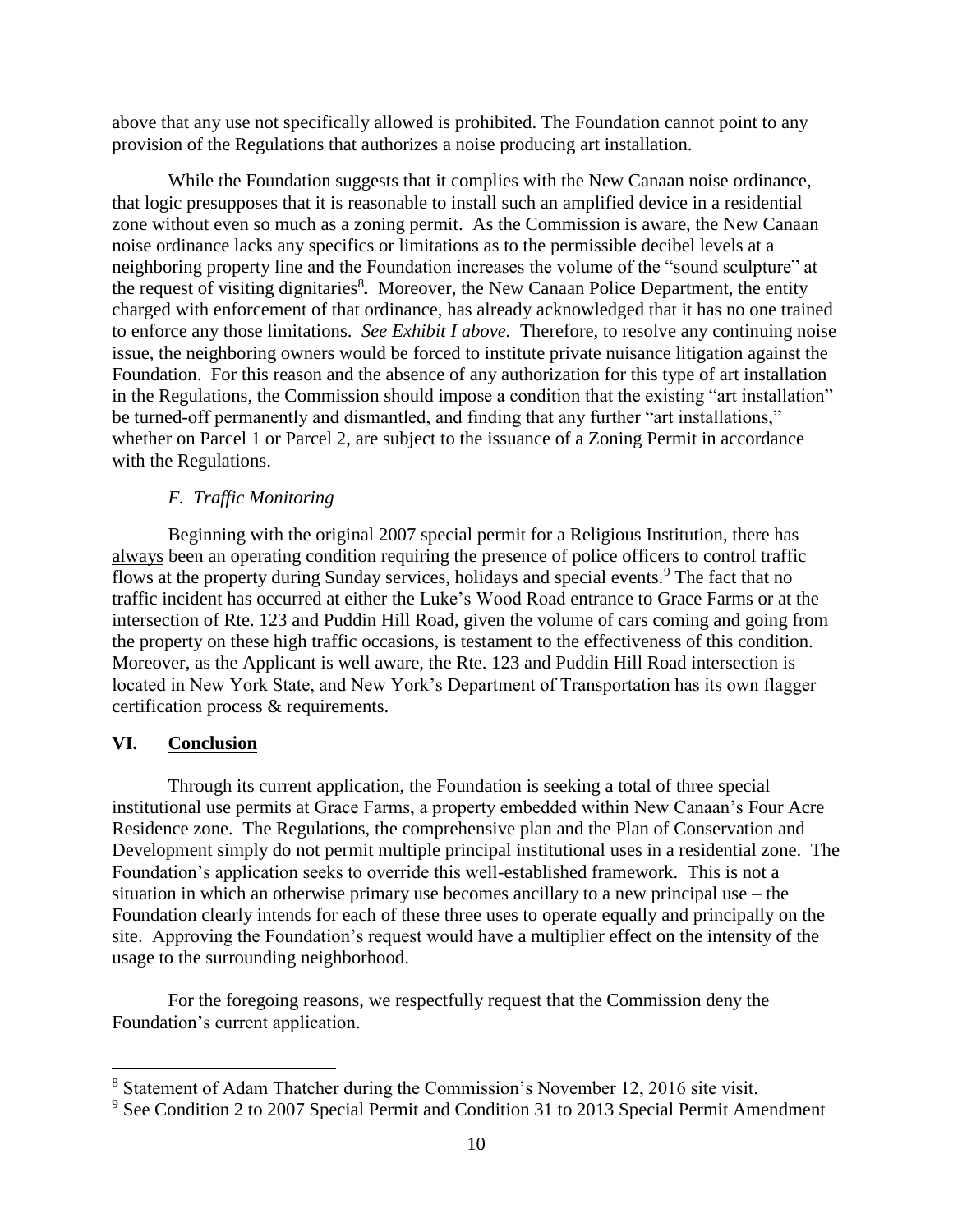above that any use not specifically allowed is prohibited. The Foundation cannot point to any provision of the Regulations that authorizes a noise producing art installation.

While the Foundation suggests that it complies with the New Canaan noise ordinance, that logic presupposes that it is reasonable to install such an amplified device in a residential zone without even so much as a zoning permit. As the Commission is aware, the New Canaan noise ordinance lacks any specifics or limitations as to the permissible decibel levels at a neighboring property line and the Foundation increases the volume of the "sound sculpture" at the request of visiting dignitaries[8]**.** Moreover, the New Canaan Police Department, the entity charged with enforcement of that ordinance, has already acknowledged that it has no one trained to enforce any those limitations. *See Exhibit I above.* Therefore, to resolve any continuing noise issue, the neighboring owners would be forced to institute private nuisance litigation against the Foundation. For this reason and the absence of any authorization for this type of art installation in the Regulations, the Commission should impose a condition that the existing "art installation" be turned-off permanently and dismantled, and finding that any further "art installations," whether on Parcel 1 or Parcel 2, are subject to the issuance of a Zoning Permit in accordance with the Regulations.

### *F. Traffic Monitoring*

Beginning with the original 2007 special permit for a Religious Institution, there has always been an operating condition requiring the presence of police officers to control traffic flows at the property during Sunday services, holidays and special events.[9] The fact that no traffic incident has occurred at either the Luke's Wood Road entrance to Grace Farms or at the intersection of Rte. 123 and Puddin Hill Road, given the volume of cars coming and going from the property on these high traffic occasions, is testament to the effectiveness of this condition. Moreover, as the Applicant is well aware, the Rte. 123 and Puddin Hill Road intersection is located in New York State, and New York's Department of Transportation has its own flagger certification process & requirements.

## **VI. Conclusion**

Through its current application, the Foundation is seeking a total of three special institutional use permits at Grace Farms, a property embedded within New Canaan's Four Acre Residence zone. The Regulations, the comprehensive plan and the Plan of Conservation and Development simply do not permit multiple principal institutional uses in a residential zone. The Foundation's application seeks to override this well-established framework. This is not a situation in which an otherwise primary use becomes ancillary to a new principal use – the Foundation clearly intends for each of these three uses to operate equally and principally on the site. Approving the Foundation's request would have a multiplier effect on the intensity of the usage to the surrounding neighborhood.

For the foregoing reasons, we respectfully request that the Commission deny the Foundation's current application.

---

[8] Statement of Adam Thatcher during the Commission's November 12, 2016 site visit.

[9] See Condition 2 to 2007 Special Permit and Condition 31 to 2013 Special Permit Amendment